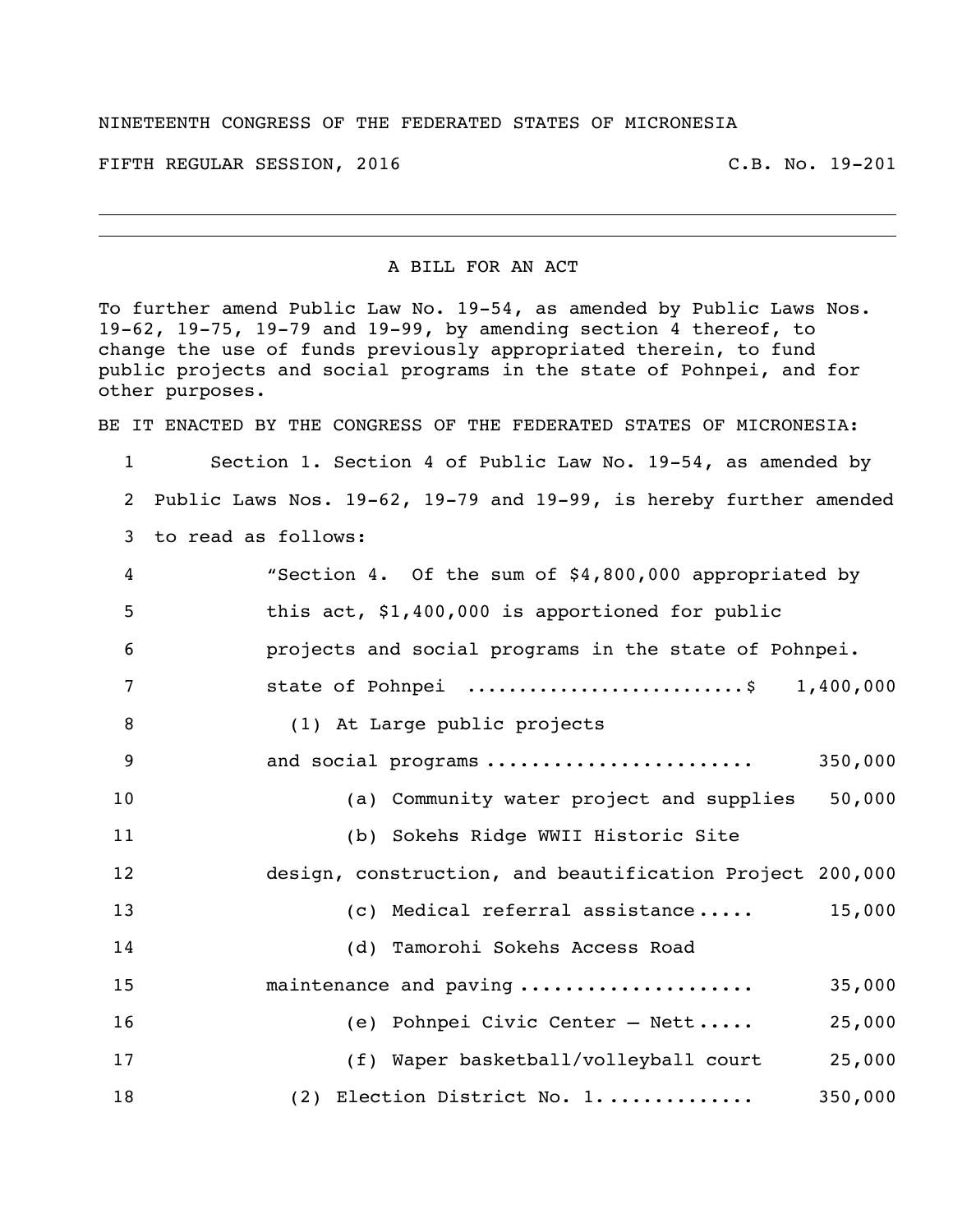NINETEENTH CONGRESS OF THE FEDERATED STATES OF MICRONESIA

FIFTH REGULAR SESSION, 2016 C.B. No. 19-201

---

A BILL FOR AN ACT

To further amend Public Law No. 19-54, as amended by Public Laws Nos. 19-62, 19-75, 19-79 and 19-99, by amending section 4 thereof, to change the use of funds previously appropriated therein, to fund public projects and social programs in the state of Pohnpei, and for other purposes.

BE IT ENACTED BY THE CONGRESS OF THE FEDERATED STATES OF MICRONESIA:

1 Section 1. Section 4 of Public Law No. 19-54, as amended by
2 Public Laws Nos. 19-62, 19-79 and 19-99, is hereby further amended
3 to read as follows:
4 "Section 4. Of the sum of $4,800,000 appropriated by
5 this act, $1,400,000 is apportioned for public
6 projects and social programs in the state of Pohnpei.
7 state of Pohnpei ..........................$ 1,400,000
8 (1) At Large public projects
9 and social programs ....................... 350,000
10 (a) Community water project and supplies 50,000
11 (b) Sokehs Ridge WWII Historic Site
12 design, construction, and beautification Project 200,000
13 (c) Medical referral assistance..... 15,000
14 (d) Tamorohi Sokehs Access Road
15 maintenance and paving ..................... 35,000
16 (e) Pohnpei Civic Center – Nett..... 25,000
17 (f) Waper basketball/volleyball court 25,000
18 (2) Election District No. 1............. 350,000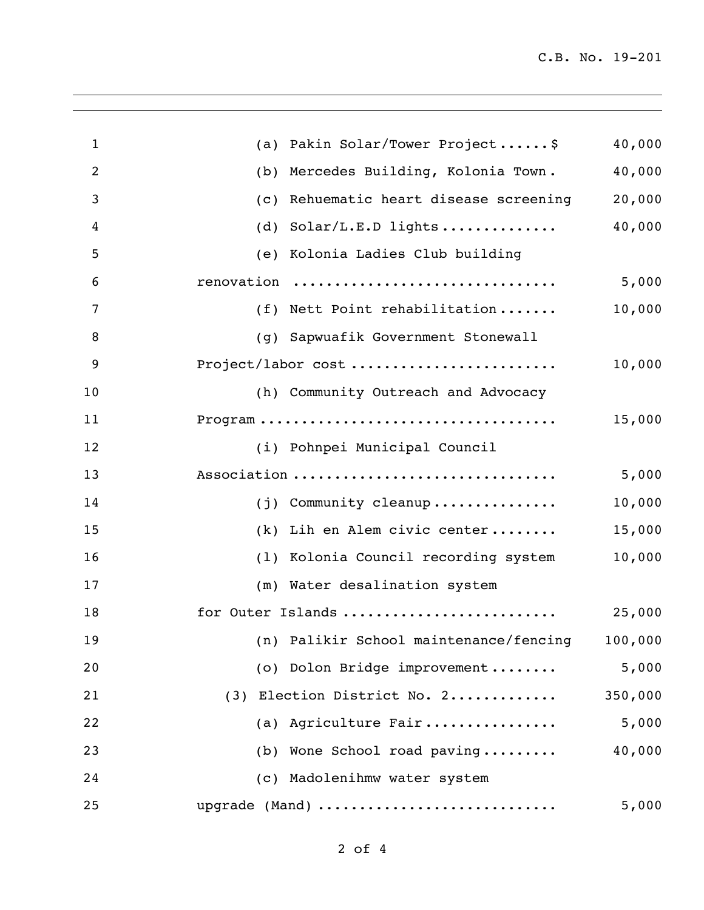(a) Pakin Solar/Tower Project......$ 40,000

(b) Mercedes Building, Kolonia Town. 40,000

(c) Rehuematic heart disease screening 20,000

(d) Solar/L.E.D lights.............. 40,000

(e) Kolonia Ladies Club building renovation .............................. 5,000

(f) Nett Point rehabilitation....... 10,000

(g) Sapwuafik Government Stonewall Project/labor cost ........................ 10,000

(h) Community Outreach and Advocacy Program .................................. 15,000

(i) Pohnpei Municipal Council Association ............................... 5,000

(j) Community cleanup............... 10,000

(k) Lih en Alem civic center........ 15,000

(l) Kolonia Council recording system 10,000

(m) Water desalination system for Outer Islands ........................ 25,000

(n) Palikir School maintenance/fencing 100,000

(o) Dolon Bridge improvement........ 5,000

(3) Election District No. 2............ 350,000

(a) Agriculture Fair................ 5,000

(b) Wone School road paving......... 40,000

(c) Madolenihmw water system upgrade (Mand) ........................... 5,000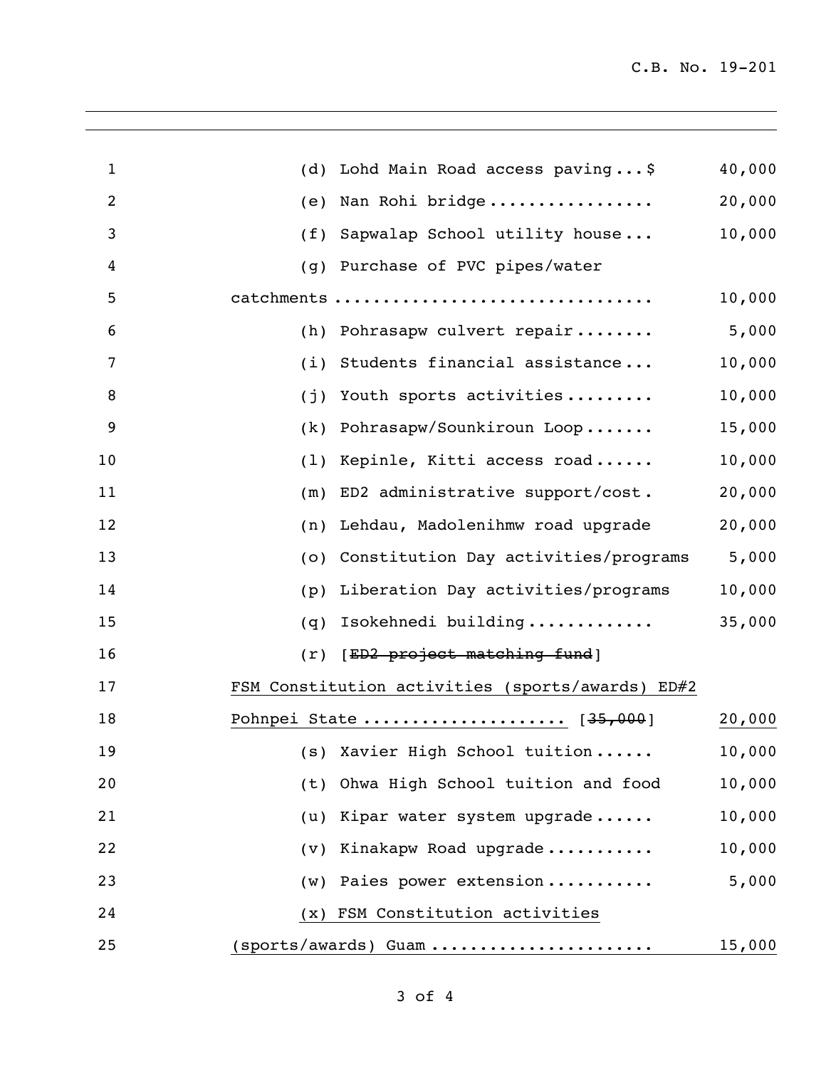(d) Lohd Main Road access paving ... $ 40,000

(e) Nan Rohi bridge ................ 20,000

(f) Sapwalap School utility house ... 10,000

(g) Purchase of PVC pipes/water catchments ................................ 10,000

(h) Pohrasapw culvert repair ........ 5,000

(i) Students financial assistance ... 10,000

(j) Youth sports activities ......... 10,000

(k) Pohrasapw/Sounkiroun Loop ....... 15,000

(l) Kepinle, Kitti access road ...... 10,000

(m) ED2 administrative support/cost . 20,000

(n) Lehdau, Madolenihmw road upgrade 20,000

(o) Constitution Day activities/programs 5,000

(p) Liberation Day activities/programs 10,000

(q) Isokehnedi building ............. 35,000

(r) [~~ED2 project matching fund~~] <u>FSM Constitution activities (sports/awards) ED#2 Pohnpei State</u> .................... [~~35,000~~] <u>20,000</u>

(s) Xavier High School tuition ...... 10,000

(t) Ohwa High School tuition and food 10,000

(u) Kipar water system upgrade ...... 10,000

(v) Kinakapw Road upgrade ........... 10,000

(w) Paies power extension ........... 5,000

<u>(x) FSM Constitution activities (sports/awards) Guam</u> ...................... <u>15,000</u>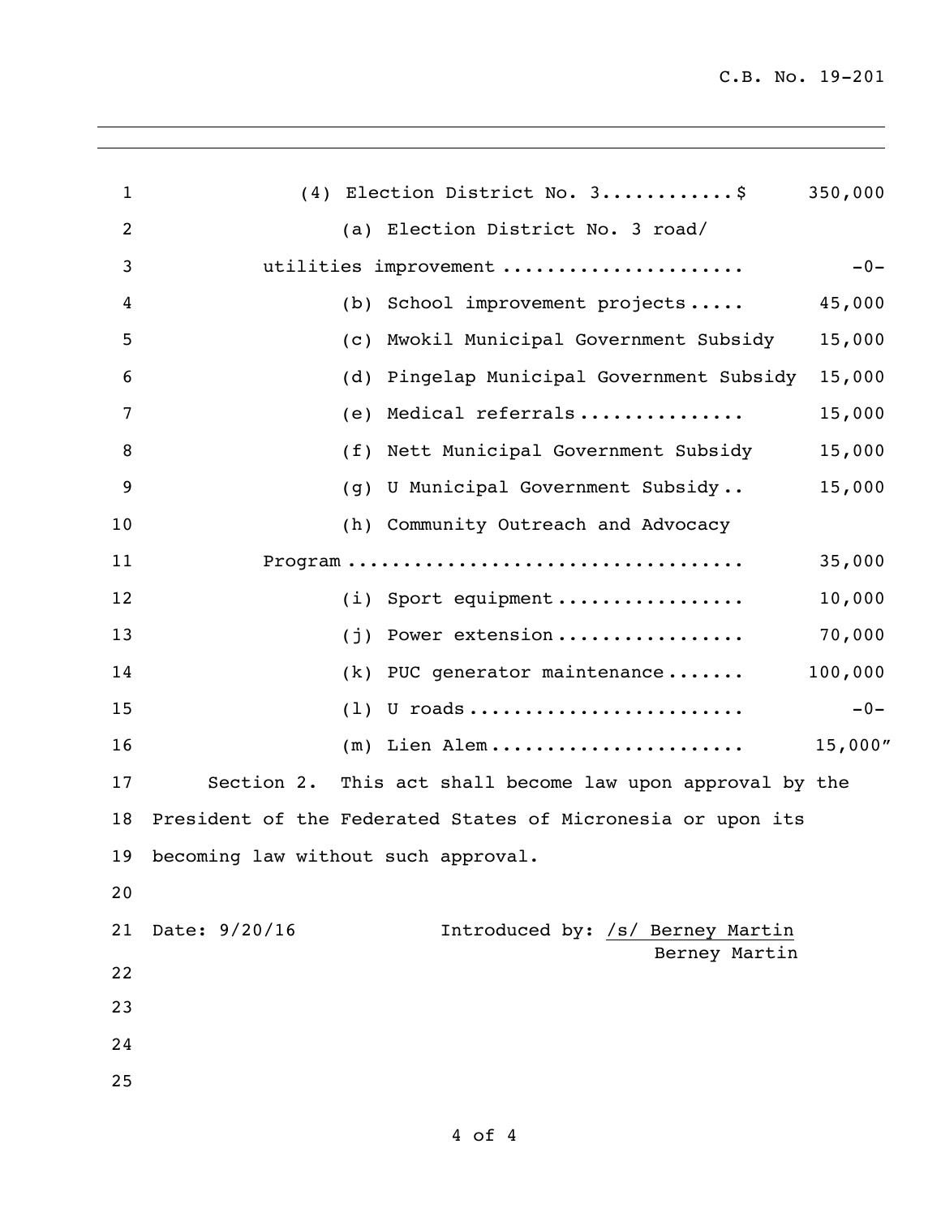(4) Election District No. 3............$ 350,000

(a) Election District No. 3 road/ utilities improvement ..................... -0-

(b) School improvement projects..... 45,000

(c) Mwokil Municipal Government Subsidy 15,000

(d) Pingelap Municipal Government Subsidy 15,000

(e) Medical referrals............... 15,000

(f) Nett Municipal Government Subsidy 15,000

(g) U Municipal Government Subsidy.. 15,000

(h) Community Outreach and Advocacy Program .................................. 35,000

(i) Sport equipment................. 10,000

(j) Power extension................. 70,000

(k) PUC generator maintenance....... 100,000

(l) U roads........................ -0-

(m) Lien Alem...................... 15,000"

Section 2. This act shall become law upon approval by the President of the Federated States of Micronesia or upon its becoming law without such approval.

Date: 9/20/16 Introduced by: /s/ Berney Martin
Berney Martin